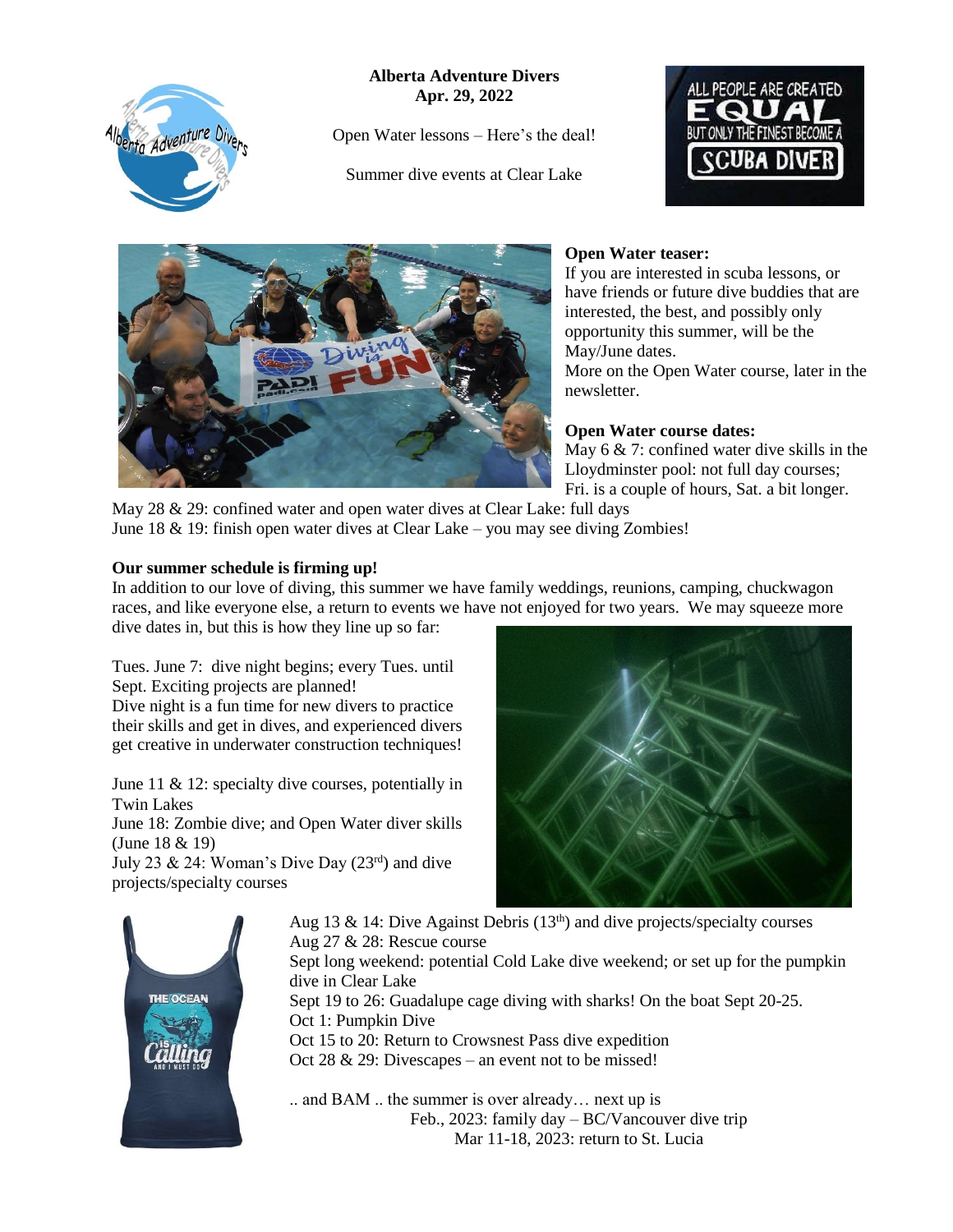**Alberta Adventure Divers**
**Apr. 29, 2022**

Open Water lessons – Here's the deal!

Summer dive events at Clear Lake

**Open Water teaser:**
If you are interested in scuba lessons, or have friends or future dive buddies that are interested, the best, and possibly only opportunity this summer, will be the May/June dates.
More on the Open Water course, later in the newsletter.

**Open Water course dates:**
May 6 & 7: confined water dive skills in the Lloydminster pool: not full day courses; Fri. is a couple of hours, Sat. a bit longer.
May 28 & 29: confined water and open water dives at Clear Lake: full days
June 18 & 19: finish open water dives at Clear Lake – you may see diving Zombies!

**Our summer schedule is firming up!**
In addition to our love of diving, this summer we have family weddings, reunions, camping, chuckwagon races, and like everyone else, a return to events we have not enjoyed for two years. We may squeeze more dive dates in, but this is how they line up so far:

Tues. June 7: dive night begins; every Tues. until Sept. Exciting projects are planned!
Dive night is a fun time for new divers to practice their skills and get in dives, and experienced divers get creative in underwater construction techniques!

June 11 & 12: specialty dive courses, potentially in Twin Lakes
June 18: Zombie dive; and Open Water diver skills (June 18 & 19)
July 23 & 24: Woman's Dive Day (23rd) and dive projects/specialty courses
Aug 13 & 14: Dive Against Debris (13th) and dive projects/specialty courses
Aug 27 & 28: Rescue course
Sept long weekend: potential Cold Lake dive weekend; or set up for the pumpkin dive in Clear Lake
Sept 19 to 26: Guadalupe cage diving with sharks! On the boat Sept 20-25.
Oct 1: Pumpkin Dive
Oct 15 to 20: Return to Crowsnest Pass dive expedition
Oct 28 & 29: Divescapes – an event not to be missed!

.. and BAM .. the summer is over already… next up is
Feb., 2023: family day – BC/Vancouver dive trip
Mar 11-18, 2023: return to St. Lucia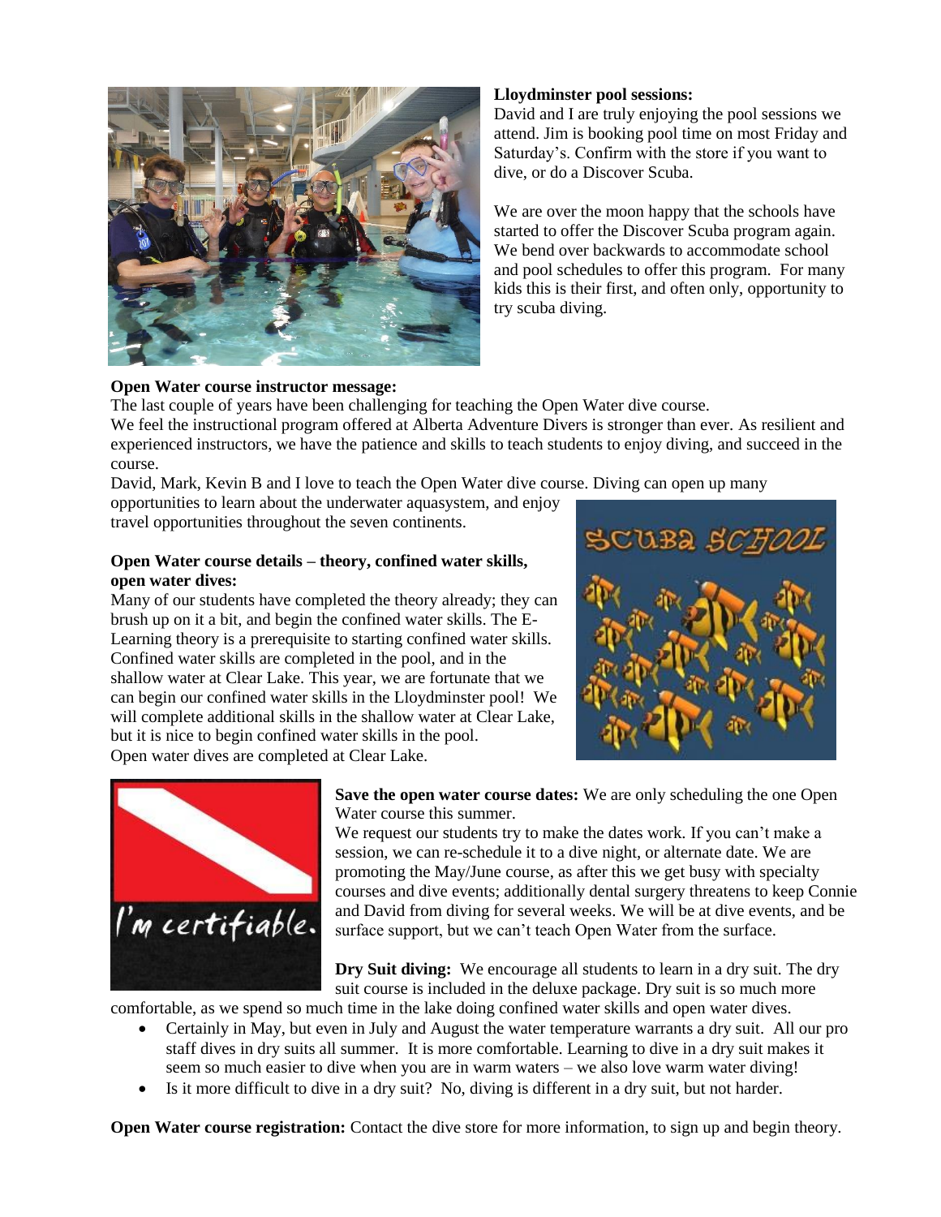**Lloydminster pool sessions:**

David and I are truly enjoying the pool sessions we attend. Jim is booking pool time on most Friday and Saturday's. Confirm with the store if you want to dive, or do a Discover Scuba.

We are over the moon happy that the schools have started to offer the Discover Scuba program again. We bend over backwards to accommodate school and pool schedules to offer this program. For many kids this is their first, and often only, opportunity to try scuba diving.

**Open Water course instructor message:**

The last couple of years have been challenging for teaching the Open Water dive course.

We feel the instructional program offered at Alberta Adventure Divers is stronger than ever. As resilient and experienced instructors, we have the patience and skills to teach students to enjoy diving, and succeed in the course.

David, Mark, Kevin B and I love to teach the Open Water dive course. Diving can open up many opportunities to learn about the underwater aquasystem, and enjoy travel opportunities throughout the seven continents.

**Open Water course details – theory, confined water skills, open water dives:**

Many of our students have completed the theory already; they can brush up on it a bit, and begin the confined water skills. The E-Learning theory is a prerequisite to starting confined water skills. Confined water skills are completed in the pool, and in the shallow water at Clear Lake. This year, we are fortunate that we can begin our confined water skills in the Lloydminster pool! We will complete additional skills in the shallow water at Clear Lake, but it is nice to begin confined water skills in the pool.

Open water dives are completed at Clear Lake.

**Save the open water course dates:** We are only scheduling the one Open Water course this summer.

We request our students try to make the dates work. If you can't make a session, we can re-schedule it to a dive night, or alternate date. We are promoting the May/June course, as after this we get busy with specialty courses and dive events; additionally dental surgery threatens to keep Connie and David from diving for several weeks. We will be at dive events, and be surface support, but we can't teach Open Water from the surface.

**Dry Suit diving:** We encourage all students to learn in a dry suit. The dry suit course is included in the deluxe package. Dry suit is so much more comfortable, as we spend so much time in the lake doing confined water skills and open water dives.

- Certainly in May, but even in July and August the water temperature warrants a dry suit. All our pro staff dives in dry suits all summer. It is more comfortable. Learning to dive in a dry suit makes it seem so much easier to dive when you are in warm waters – we also love warm water diving!
- Is it more difficult to dive in a dry suit? No, diving is different in a dry suit, but not harder.

**Open Water course registration:** Contact the dive store for more information, to sign up and begin theory.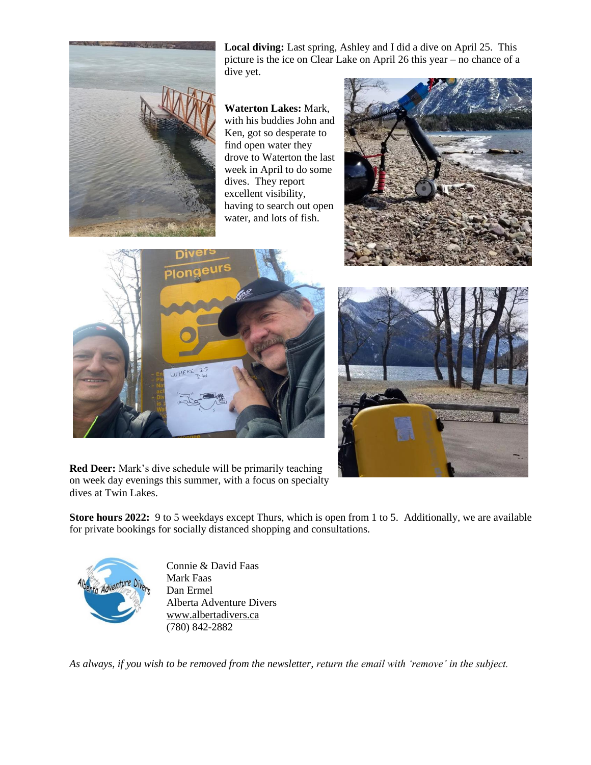**Local diving:** Last spring, Ashley and I did a dive on April 25. This picture is the ice on Clear Lake on April 26 this year – no chance of a dive yet.

**Waterton Lakes:** Mark, with his buddies John and Ken, got so desperate to find open water they drove to Waterton the last week in April to do some dives. They report excellent visibility, having to search out open water, and lots of fish.

**Red Deer:** Mark's dive schedule will be primarily teaching on week day evenings this summer, with a focus on specialty dives at Twin Lakes.

**Store hours 2022:** 9 to 5 weekdays except Thurs, which is open from 1 to 5. Additionally, we are available for private bookings for socially distanced shopping and consultations.

Connie & David Faas
Mark Faas
Dan Ermel
Alberta Adventure Divers
www.albertadivers.ca
(780) 842-2882

*As always, if you wish to be removed from the newsletter, return the email with 'remove' in the subject.*